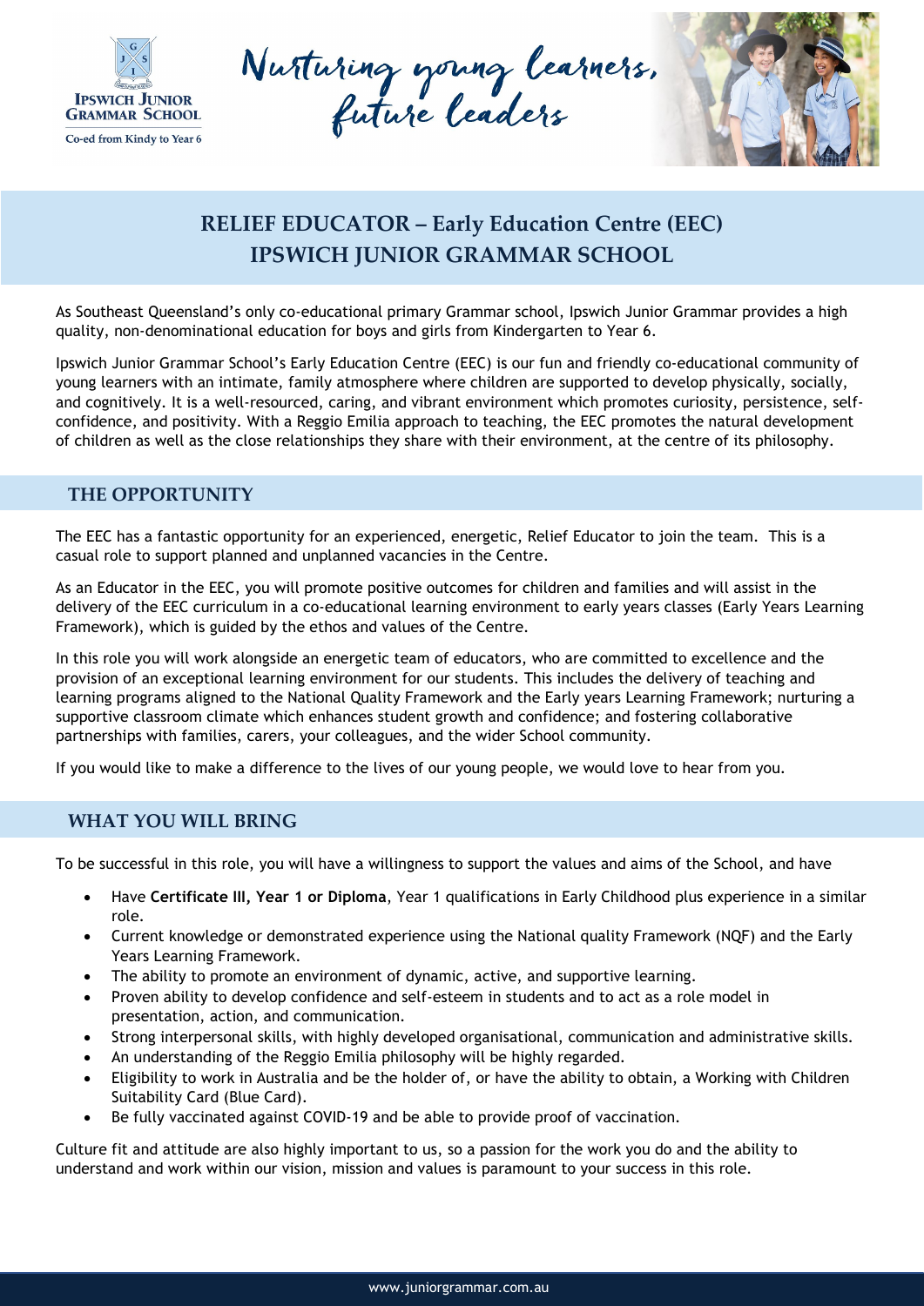Ipswich Junior Grammar School

Co-ed from Kindy to Year 6

Nurturing young learners, future leaders

# RELIEF EDUCATOR – Early Education Centre (EEC)
# IPSWICH JUNIOR GRAMMAR SCHOOL

As Southeast Queensland's only co-educational primary Grammar school, Ipswich Junior Grammar provides a high quality, non-denominational education for boys and girls from Kindergarten to Year 6.

Ipswich Junior Grammar School's Early Education Centre (EEC) is our fun and friendly co-educational community of young learners with an intimate, family atmosphere where children are supported to develop physically, socially, and cognitively. It is a well-resourced, caring, and vibrant environment which promotes curiosity, persistence, self-confidence, and positivity. With a Reggio Emilia approach to teaching, the EEC promotes the natural development of children as well as the close relationships they share with their environment, at the centre of its philosophy.

## THE OPPORTUNITY

The EEC has a fantastic opportunity for an experienced, energetic, Relief Educator to join the team. This is a casual role to support planned and unplanned vacancies in the Centre.

As an Educator in the EEC, you will promote positive outcomes for children and families and will assist in the delivery of the EEC curriculum in a co-educational learning environment to early years classes (Early Years Learning Framework), which is guided by the ethos and values of the Centre.

In this role you will work alongside an energetic team of educators, who are committed to excellence and the provision of an exceptional learning environment for our students. This includes the delivery of teaching and learning programs aligned to the National Quality Framework and the Early years Learning Framework; nurturing a supportive classroom climate which enhances student growth and confidence; and fostering collaborative partnerships with families, carers, your colleagues, and the wider School community.

If you would like to make a difference to the lives of our young people, we would love to hear from you.

## WHAT YOU WILL BRING

To be successful in this role, you will have a willingness to support the values and aims of the School, and have

- Have **Certificate III, Year 1 or Diploma**, Year 1 qualifications in Early Childhood plus experience in a similar role.
- Current knowledge or demonstrated experience using the National quality Framework (NQF) and the Early Years Learning Framework.
- The ability to promote an environment of dynamic, active, and supportive learning.
- Proven ability to develop confidence and self-esteem in students and to act as a role model in presentation, action, and communication.
- Strong interpersonal skills, with highly developed organisational, communication and administrative skills.
- An understanding of the Reggio Emilia philosophy will be highly regarded.
- Eligibility to work in Australia and be the holder of, or have the ability to obtain, a Working with Children Suitability Card (Blue Card).
- Be fully vaccinated against COVID-19 and be able to provide proof of vaccination.

Culture fit and attitude are also highly important to us, so a passion for the work you do and the ability to understand and work within our vision, mission and values is paramount to your success in this role.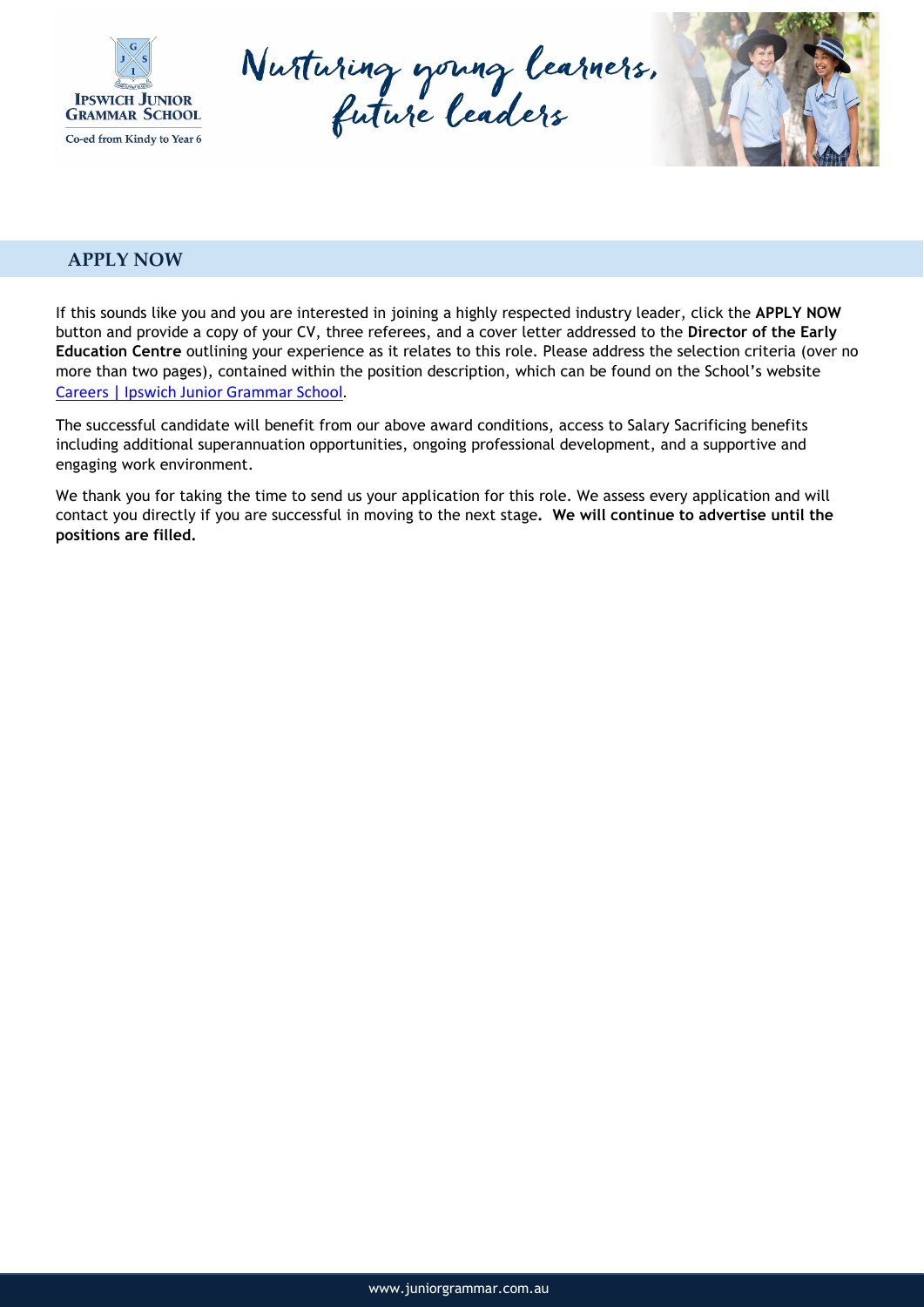## APPLY NOW

If this sounds like you and you are interested in joining a highly respected industry leader, click the **APPLY NOW** button and provide a copy of your CV, three referees, and a cover letter addressed to the **Director of the Early Education Centre** outlining your experience as it relates to this role. Please address the selection criteria (over no more than two pages), contained within the position description, which can be found on the School's website [Careers | Ipswich Junior Grammar School](Careers | Ipswich Junior Grammar School).

The successful candidate will benefit from our above award conditions, access to Salary Sacrificing benefits including additional superannuation opportunities, ongoing professional development, and a supportive and engaging work environment.

We thank you for taking the time to send us your application for this role. We assess every application and will contact you directly if you are successful in moving to the next stage**. We will continue to advertise until the positions are filled.**